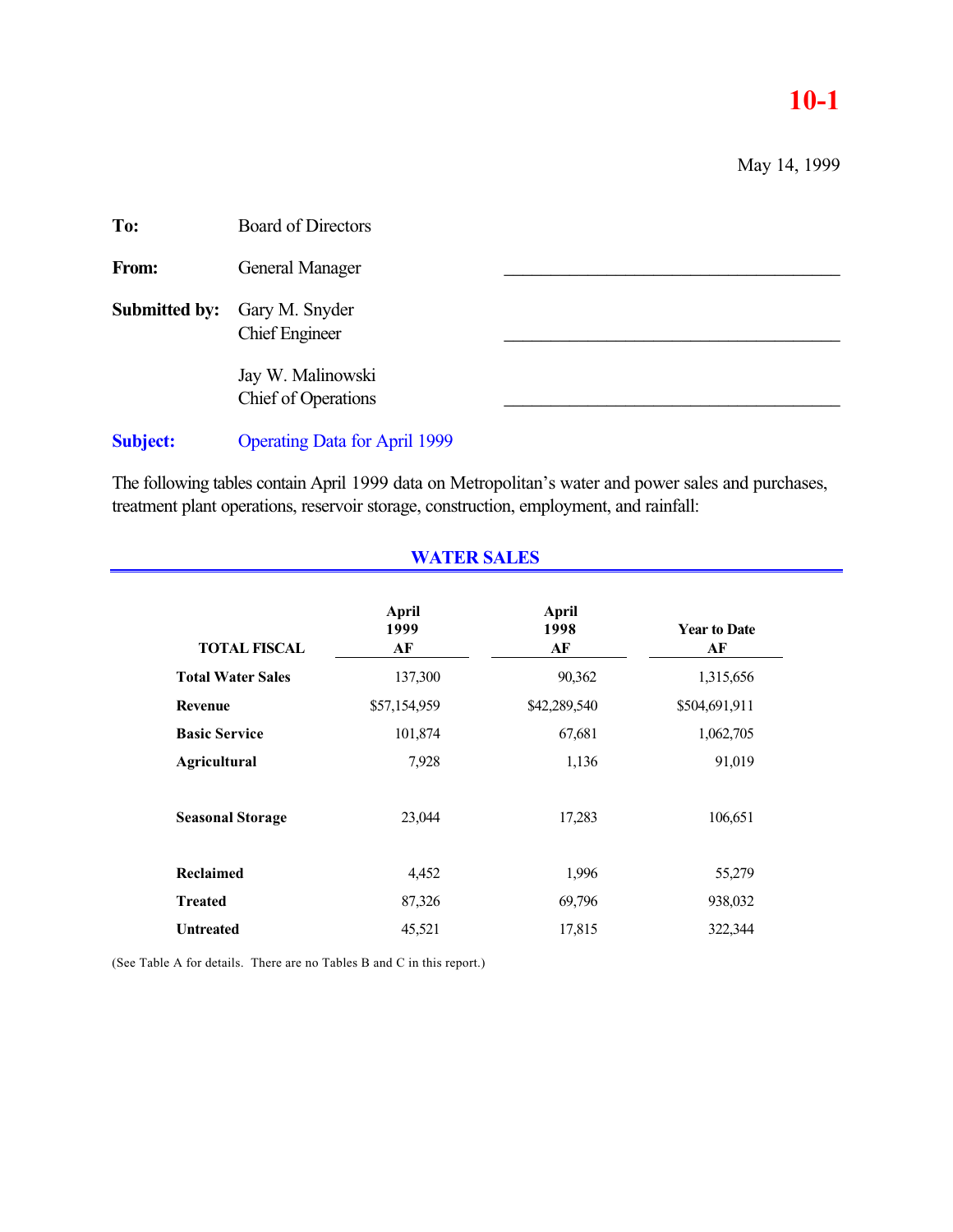# 10-1

May 14, 1999

**To:** Board of Directors

**From:** General Manager

**Submitted by:** Gary M. Snyder
Chief Engineer

Jay W. Malinowski
Chief of Operations

**Subject:** Operating Data for April 1999

The following tables contain April 1999 data on Metropolitan's water and power sales and purchases, treatment plant operations, reservoir storage, construction, employment, and rainfall:

## WATER SALES

| TOTAL FISCAL | April 1999 AF | April 1998 AF | Year to Date AF |
|---|---|---|---|
| **Total Water Sales** | 137,300 | 90,362 | 1,315,656 |
| **Revenue** | $57,154,959 | $42,289,540 | $504,691,911 |
| **Basic Service** | 101,874 | 67,681 | 1,062,705 |
| **Agricultural** | 7,928 | 1,136 | 91,019 |
| **Seasonal Storage** | 23,044 | 17,283 | 106,651 |
| **Reclaimed** | 4,452 | 1,996 | 55,279 |
| **Treated** | 87,326 | 69,796 | 938,032 |
| **Untreated** | 45,521 | 17,815 | 322,344 |

(See Table A for details. There are no Tables B and C in this report.)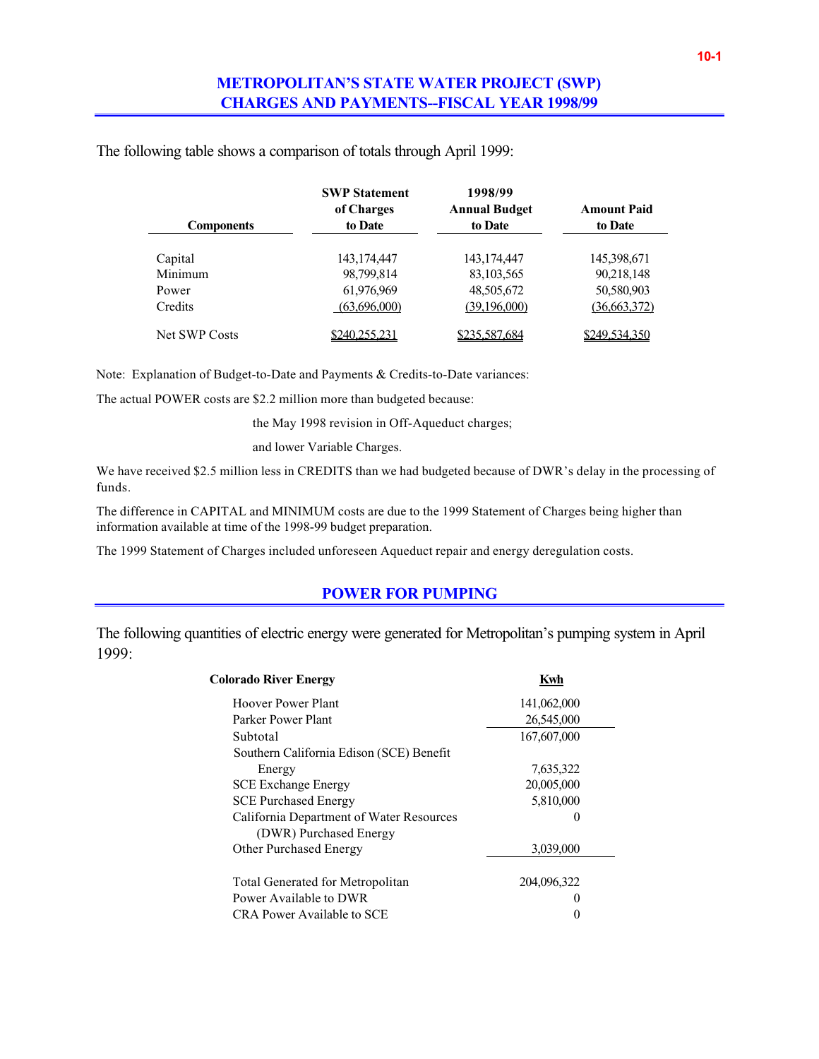## METROPOLITAN'S STATE WATER PROJECT (SWP) CHARGES AND PAYMENTS--FISCAL YEAR 1998/99

The following table shows a comparison of totals through April 1999:

| Components | SWP Statement of Charges to Date | 1998/99 Annual Budget to Date | Amount Paid to Date |
|---|---|---|---|
| Capital | 143,174,447 | 143,174,447 | 145,398,671 |
| Minimum | 98,799,814 | 83,103,565 | 90,218,148 |
| Power | 61,976,969 | 48,505,672 | 50,580,903 |
| Credits | (63,696,000) | (39,196,000) | (36,663,372) |
| Net SWP Costs | $240,255,231 | $235,587,684 | $249,534,350 |

Note: Explanation of Budget-to-Date and Payments & Credits-to-Date variances:

The actual POWER costs are $2.2 million more than budgeted because:

the May 1998 revision in Off-Aqueduct charges;

and lower Variable Charges.

We have received $2.5 million less in CREDITS than we had budgeted because of DWR's delay in the processing of funds.

The difference in CAPITAL and MINIMUM costs are due to the 1999 Statement of Charges being higher than information available at time of the 1998-99 budget preparation.

The 1999 Statement of Charges included unforeseen Aqueduct repair and energy deregulation costs.

## POWER FOR PUMPING

The following quantities of electric energy were generated for Metropolitan's pumping system in April 1999:

| Colorado River Energy | Kwh |
|---|---|
| Hoover Power Plant | 141,062,000 |
| Parker Power Plant | 26,545,000 |
| Subtotal | 167,607,000 |
| Southern California Edison (SCE) Benefit Energy | 7,635,322 |
| SCE Exchange Energy | 20,005,000 |
| SCE Purchased Energy | 5,810,000 |
| California Department of Water Resources (DWR) Purchased Energy | 0 |
| Other Purchased Energy | 3,039,000 |
| Total Generated for Metropolitan | 204,096,322 |
| Power Available to DWR | 0 |
| CRA Power Available to SCE | 0 |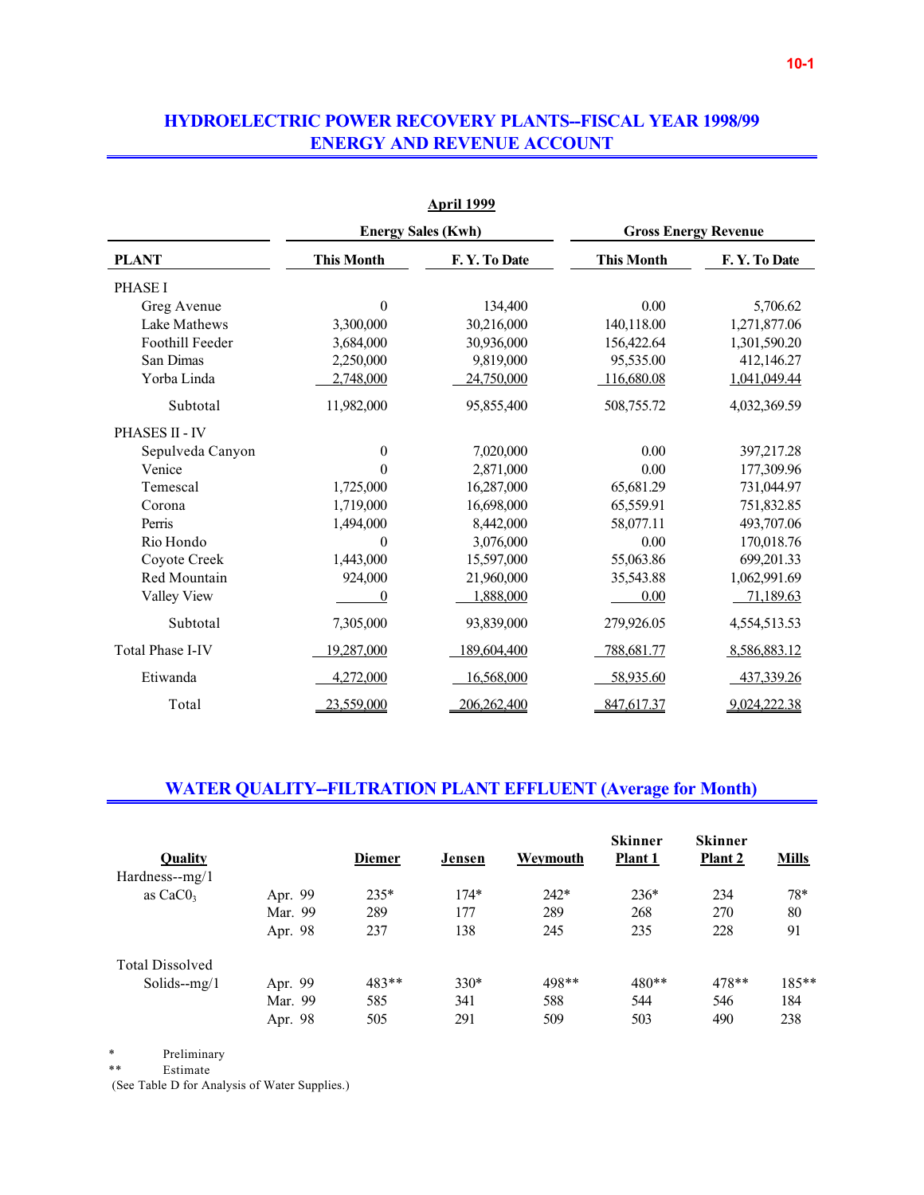## HYDROELECTRIC POWER RECOVERY PLANTS--FISCAL YEAR 1998/99
## ENERGY AND REVENUE ACCOUNT

**April 1999**

| PLANT | Energy Sales (Kwh) This Month | Energy Sales (Kwh) F. Y. To Date | Gross Energy Revenue This Month | Gross Energy Revenue F. Y. To Date |
|---|---|---|---|---|
| PHASE I | | | | |
| Greg Avenue | 0 | 134,400 | 0.00 | 5,706.62 |
| Lake Mathews | 3,300,000 | 30,216,000 | 140,118.00 | 1,271,877.06 |
| Foothill Feeder | 3,684,000 | 30,936,000 | 156,422.64 | 1,301,590.20 |
| San Dimas | 2,250,000 | 9,819,000 | 95,535.00 | 412,146.27 |
| Yorba Linda | 2,748,000 | 24,750,000 | 116,680.08 | 1,041,049.44 |
| Subtotal | 11,982,000 | 95,855,400 | 508,755.72 | 4,032,369.59 |
| PHASES II - IV | | | | |
| Sepulveda Canyon | 0 | 7,020,000 | 0.00 | 397,217.28 |
| Venice | 0 | 2,871,000 | 0.00 | 177,309.96 |
| Temescal | 1,725,000 | 16,287,000 | 65,681.29 | 731,044.97 |
| Corona | 1,719,000 | 16,698,000 | 65,559.91 | 751,832.85 |
| Perris | 1,494,000 | 8,442,000 | 58,077.11 | 493,707.06 |
| Rio Hondo | 0 | 3,076,000 | 0.00 | 170,018.76 |
| Coyote Creek | 1,443,000 | 15,597,000 | 55,063.86 | 699,201.33 |
| Red Mountain | 924,000 | 21,960,000 | 35,543.88 | 1,062,991.69 |
| Valley View | 0 | 1,888,000 | 0.00 | 71,189.63 |
| Subtotal | 7,305,000 | 93,839,000 | 279,926.05 | 4,554,513.53 |
| Total Phase I-IV | 19,287,000 | 189,604,400 | 788,681.77 | 8,586,883.12 |
| Etiwanda | 4,272,000 | 16,568,000 | 58,935.60 | 437,339.26 |
| Total | 23,559,000 | 206,262,400 | 847,617.37 | 9,024,222.38 |

## WATER QUALITY--FILTRATION PLANT EFFLUENT (Average for Month)

| Quality | | Diemer | Jensen | Weymouth | Skinner Plant 1 | Skinner Plant 2 | Mills |
|---|---|---|---|---|---|---|---|
| Hardness--mg/1 as $CaCO_3$ | Apr. 99 | 235* | 174* | 242* | 236* | 234 | 78* |
| | Mar. 99 | 289 | 177 | 289 | 268 | 270 | 80 |
| | Apr. 98 | 237 | 138 | 245 | 235 | 228 | 91 |
| Total Dissolved Solids--mg/1 | Apr. 99 | 483** | 330* | 498** | 480** | 478** | 185** |
| | Mar. 99 | 585 | 341 | 588 | 544 | 546 | 184 |
| | Apr. 98 | 505 | 291 | 509 | 503 | 490 | 238 |

\* Preliminary
\*\* Estimate
(See Table D for Analysis of Water Supplies.)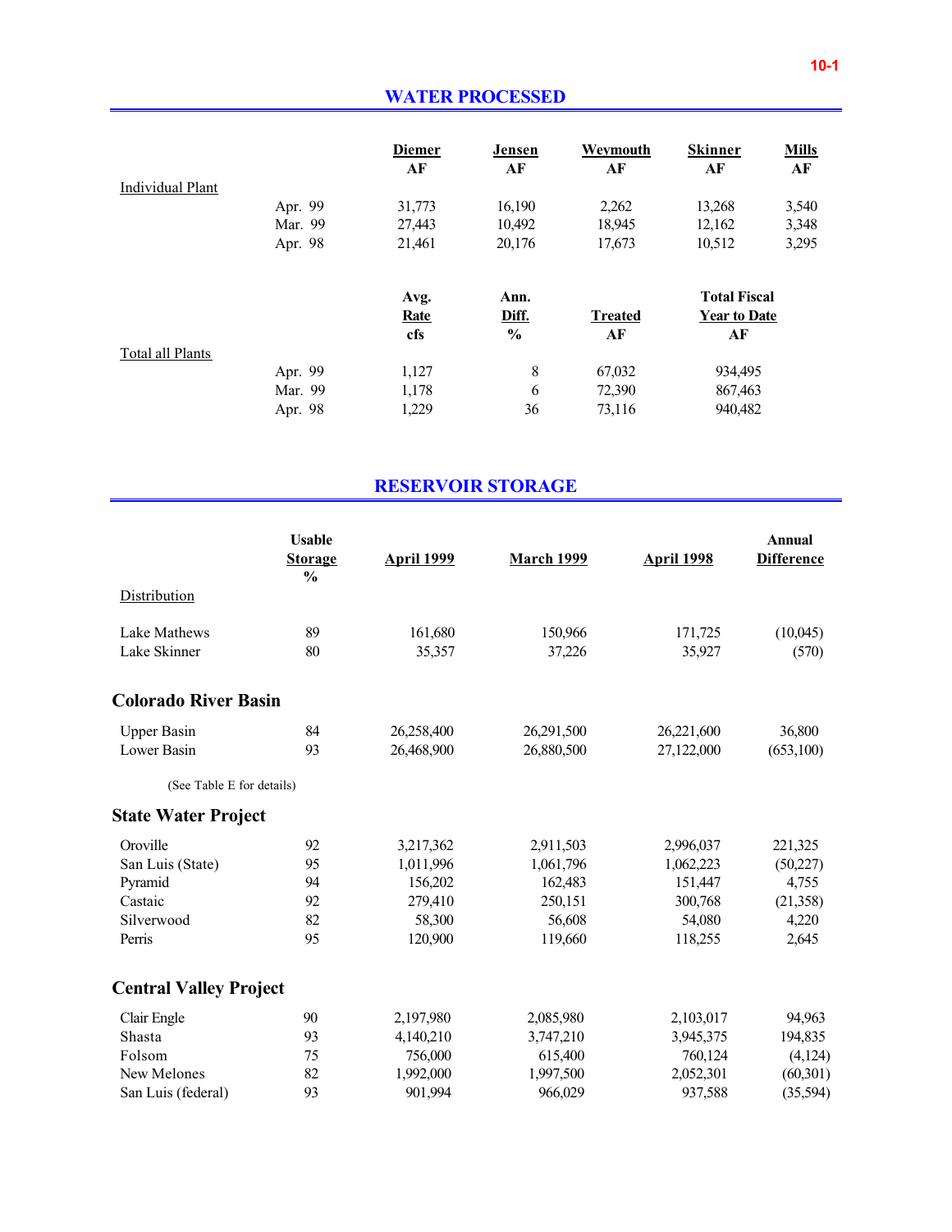## WATER PROCESSED

| Individual Plant | | Diemer AF | Jensen AF | Weymouth AF | Skinner AF | Mills AF |
|---|---|---|---|---|---|---|
| | Apr. 99 | 31,773 | 16,190 | 2,262 | 13,268 | 3,540 |
| | Mar. 99 | 27,443 | 10,492 | 18,945 | 12,162 | 3,348 |
| | Apr. 98 | 21,461 | 20,176 | 17,673 | 10,512 | 3,295 |

| Total all Plants | | Avg. Rate cfs | Ann. Diff. % | Treated AF | Total Fiscal Year to Date AF |
|---|---|---|---|---|---|
| | Apr. 99 | 1,127 | 8 | 67,032 | 934,495 |
| | Mar. 99 | 1,178 | 6 | 72,390 | 867,463 |
| | Apr. 98 | 1,229 | 36 | 73,116 | 940,482 |

## RESERVOIR STORAGE

| | Usable Storage % | April 1999 | March 1999 | April 1998 | Annual Difference |
|---|---|---|---|---|---|
| Distribution | | | | | |
| Lake Mathews | 89 | 161,680 | 150,966 | 171,725 | (10,045) |
| Lake Skinner | 80 | 35,357 | 37,226 | 35,927 | (570) |
| **Colorado River Basin** | | | | | |
| Upper Basin | 84 | 26,258,400 | 26,291,500 | 26,221,600 | 36,800 |
| Lower Basin | 93 | 26,468,900 | 26,880,500 | 27,122,000 | (653,100) |
| (See Table E for details) | | | | | |
| **State Water Project** | | | | | |
| Oroville | 92 | 3,217,362 | 2,911,503 | 2,996,037 | 221,325 |
| San Luis (State) | 95 | 1,011,996 | 1,061,796 | 1,062,223 | (50,227) |
| Pyramid | 94 | 156,202 | 162,483 | 151,447 | 4,755 |
| Castaic | 92 | 279,410 | 250,151 | 300,768 | (21,358) |
| Silverwood | 82 | 58,300 | 56,608 | 54,080 | 4,220 |
| Perris | 95 | 120,900 | 119,660 | 118,255 | 2,645 |
| **Central Valley Project** | | | | | |
| Clair Engle | 90 | 2,197,980 | 2,085,980 | 2,103,017 | 94,963 |
| Shasta | 93 | 4,140,210 | 3,747,210 | 3,945,375 | 194,835 |
| Folsom | 75 | 756,000 | 615,400 | 760,124 | (4,124) |
| New Melones | 82 | 1,992,000 | 1,997,500 | 2,052,301 | (60,301) |
| San Luis (federal) | 93 | 901,994 | 966,029 | 937,588 | (35,594) |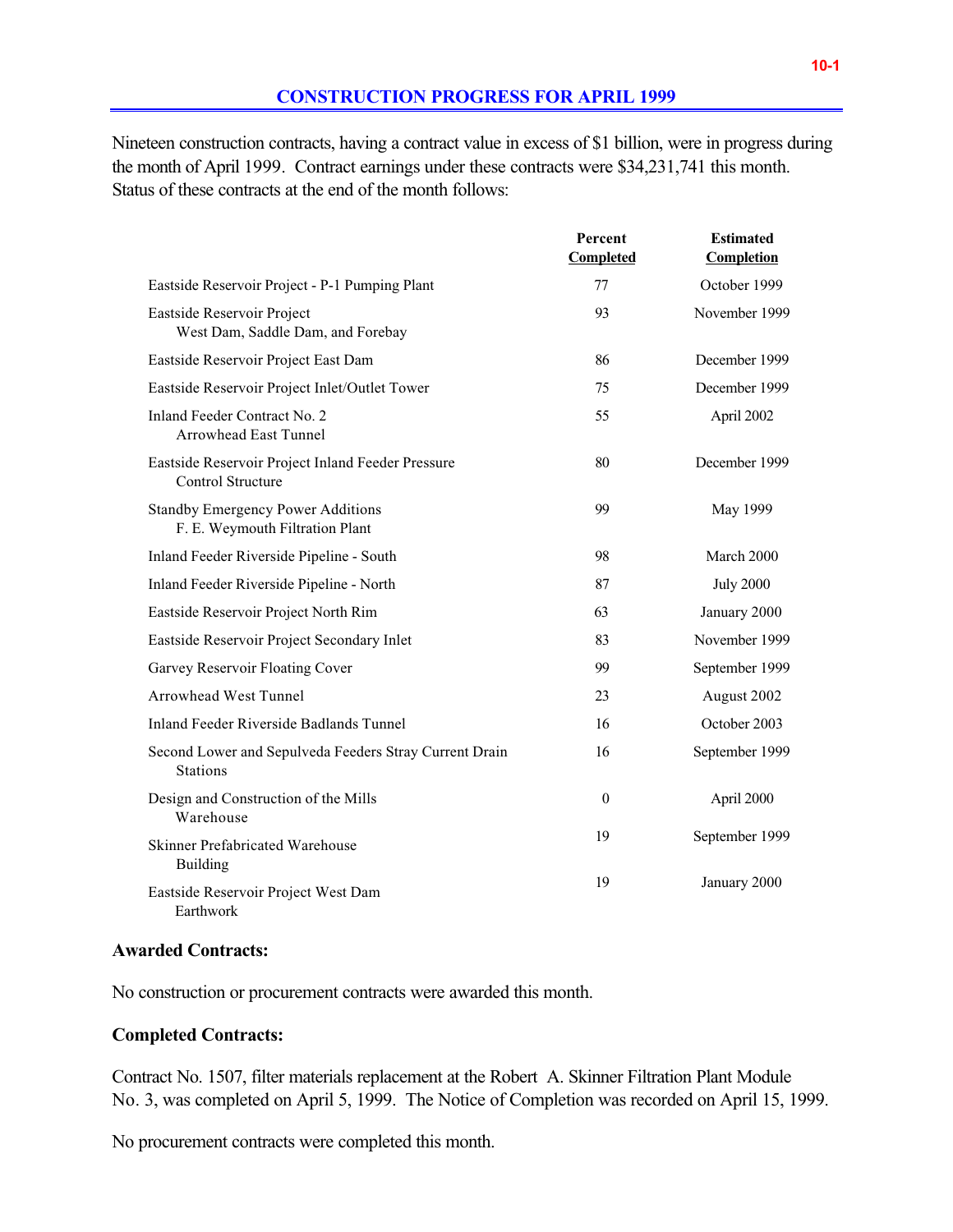## CONSTRUCTION PROGRESS FOR APRIL 1999

Nineteen construction contracts, having a contract value in excess of $1 billion, were in progress during the month of April 1999. Contract earnings under these contracts were $34,231,741 this month. Status of these contracts at the end of the month follows:

| | Percent Completed | Estimated Completion |
|---|---|---|
| Eastside Reservoir Project - P-1 Pumping Plant | 77 | October 1999 |
| Eastside Reservoir Project West Dam, Saddle Dam, and Forebay | 93 | November 1999 |
| Eastside Reservoir Project East Dam | 86 | December 1999 |
| Eastside Reservoir Project Inlet/Outlet Tower | 75 | December 1999 |
| Inland Feeder Contract No. 2 Arrowhead East Tunnel | 55 | April 2002 |
| Eastside Reservoir Project Inland Feeder Pressure Control Structure | 80 | December 1999 |
| Standby Emergency Power Additions F. E. Weymouth Filtration Plant | 99 | May 1999 |
| Inland Feeder Riverside Pipeline - South | 98 | March 2000 |
| Inland Feeder Riverside Pipeline - North | 87 | July 2000 |
| Eastside Reservoir Project North Rim | 63 | January 2000 |
| Eastside Reservoir Project Secondary Inlet | 83 | November 1999 |
| Garvey Reservoir Floating Cover | 99 | September 1999 |
| Arrowhead West Tunnel | 23 | August 2002 |
| Inland Feeder Riverside Badlands Tunnel | 16 | October 2003 |
| Second Lower and Sepulveda Feeders Stray Current Drain Stations | 16 | September 1999 |
| Design and Construction of the Mills Warehouse | 0 | April 2000 |
| Skinner Prefabricated Warehouse Building | 19 | September 1999 |
| Eastside Reservoir Project West Dam Earthwork | 19 | January 2000 |

### Awarded Contracts:

No construction or procurement contracts were awarded this month.

### Completed Contracts:

Contract No. 1507, filter materials replacement at the Robert A. Skinner Filtration Plant Module No. 3, was completed on April 5, 1999. The Notice of Completion was recorded on April 15, 1999.

No procurement contracts were completed this month.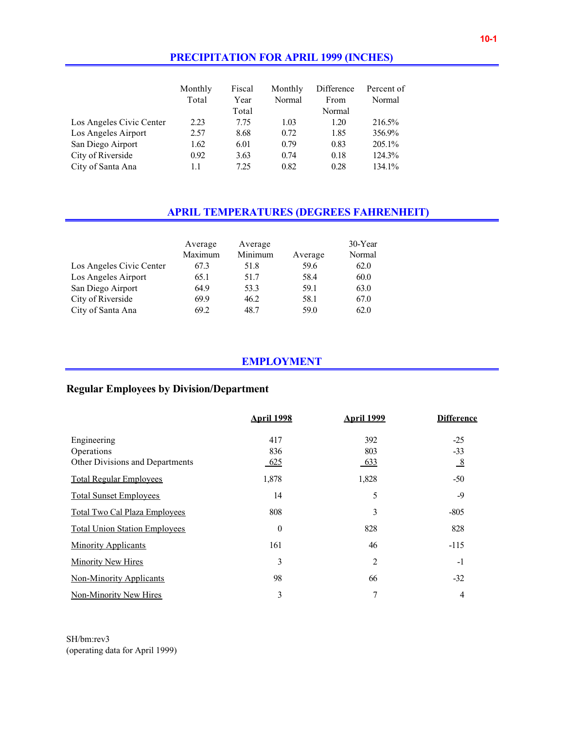## PRECIPITATION FOR APRIL 1999 (INCHES)

| | Monthly Total | Fiscal Year Total | Monthly Normal | Difference From Normal | Percent of Normal |
|---|---|---|---|---|---|
| Los Angeles Civic Center | 2.23 | 7.75 | 1.03 | 1.20 | 216.5% |
| Los Angeles Airport | 2.57 | 8.68 | 0.72 | 1.85 | 356.9% |
| San Diego Airport | 1.62 | 6.01 | 0.79 | 0.83 | 205.1% |
| City of Riverside | 0.92 | 3.63 | 0.74 | 0.18 | 124.3% |
| City of Santa Ana | 1.1 | 7.25 | 0.82 | 0.28 | 134.1% |

## APRIL TEMPERATURES (DEGREES FAHRENHEIT)

| | Average Maximum | Average Minimum | Average | 30-Year Normal |
|---|---|---|---|---|
| Los Angeles Civic Center | 67.3 | 51.8 | 59.6 | 62.0 |
| Los Angeles Airport | 65.1 | 51.7 | 58.4 | 60.0 |
| San Diego Airport | 64.9 | 53.3 | 59.1 | 63.0 |
| City of Riverside | 69.9 | 46.2 | 58.1 | 67.0 |
| City of Santa Ana | 69.2 | 48.7 | 59.0 | 62.0 |

## EMPLOYMENT

### Regular Employees by Division/Department

| | April 1998 | April 1999 | Difference |
|---|---|---|---|
| Engineering | 417 | 392 | -25 |
| Operations | 836 | 803 | -33 |
| Other Divisions and Departments | 625 | 633 | 8 |
| Total Regular Employees | 1,878 | 1,828 | -50 |
| Total Sunset Employees | 14 | 5 | -9 |
| Total Two Cal Plaza Employees | 808 | 3 | -805 |
| Total Union Station Employees | 0 | 828 | 828 |
| Minority Applicants | 161 | 46 | -115 |
| Minority New Hires | 3 | 2 | -1 |
| Non-Minority Applicants | 98 | 66 | -32 |
| Non-Minority New Hires | 3 | 7 | 4 |

SH/bm:rev3
(operating data for April 1999)